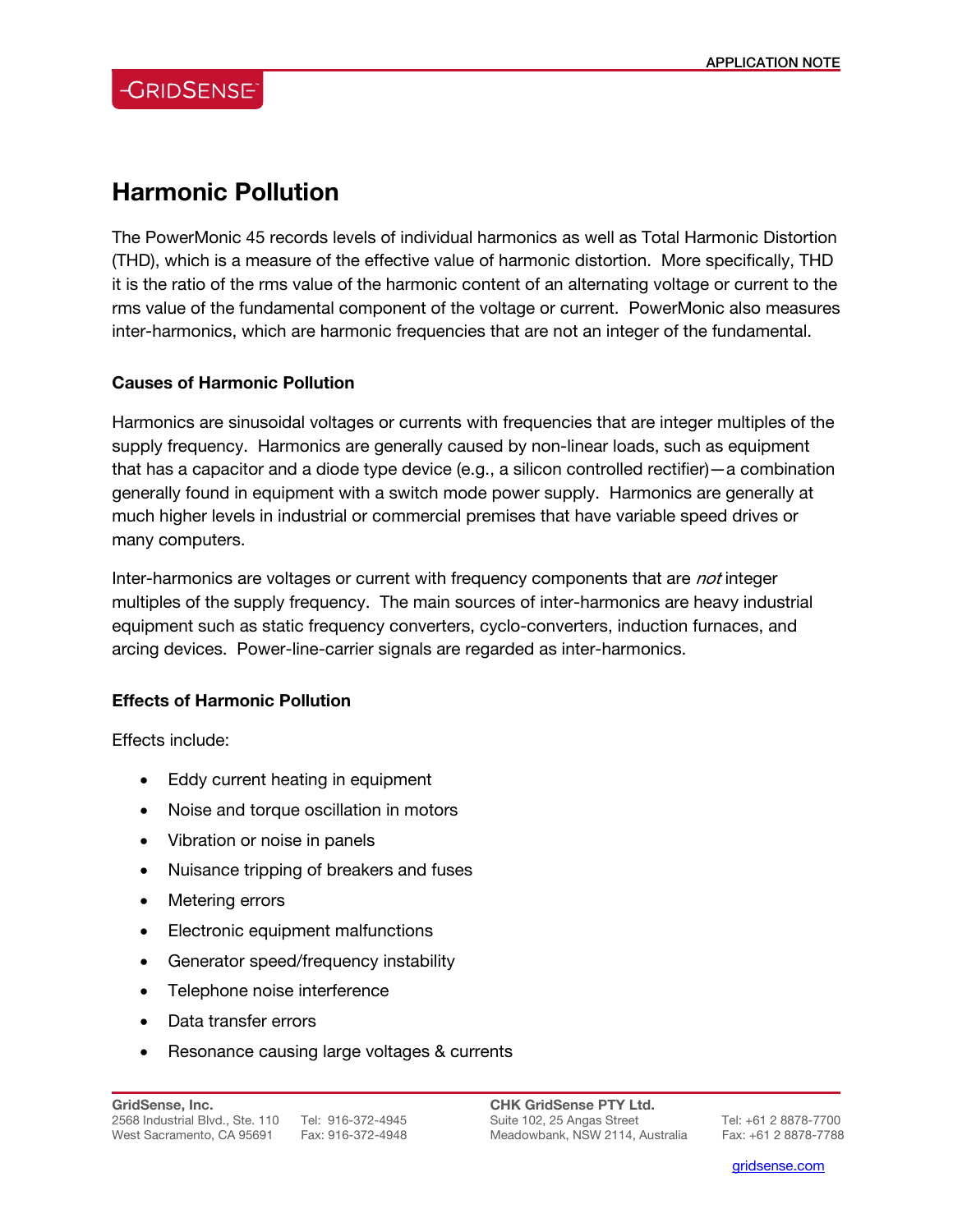# Harmonic Pollution

The PowerMonic 45 records levels of individual harmonics as well as Total Harmonic Distortion (THD), which is a measure of the effective value of harmonic distortion. More specifically, THD it is the ratio of the rms value of the harmonic content of an alternating voltage or current to the rms value of the fundamental component of the voltage or current. PowerMonic also measures inter-harmonics, which are harmonic frequencies that are not an integer of the fundamental.

### Causes of Harmonic Pollution

Harmonics are sinusoidal voltages or currents with frequencies that are integer multiples of the supply frequency. Harmonics are generally caused by non-linear loads, such as equipment that has a capacitor and a diode type device (e.g., a silicon controlled rectifier)—a combination generally found in equipment with a switch mode power supply. Harmonics are generally at much higher levels in industrial or commercial premises that have variable speed drives or many computers.

Inter-harmonics are voltages or current with frequency components that are *not* integer multiples of the supply frequency. The main sources of inter-harmonics are heavy industrial equipment such as static frequency converters, cyclo-converters, induction furnaces, and arcing devices. Power-line-carrier signals are regarded as inter-harmonics.

### Effects of Harmonic Pollution

Effects include:

- Eddy current heating in equipment
- Noise and torque oscillation in motors
- Vibration or noise in panels
- Nuisance tripping of breakers and fuses
- Metering errors
- Electronic equipment malfunctions
- Generator speed/frequency instability
- Telephone noise interference
- Data transfer errors
- Resonance causing large voltages & currents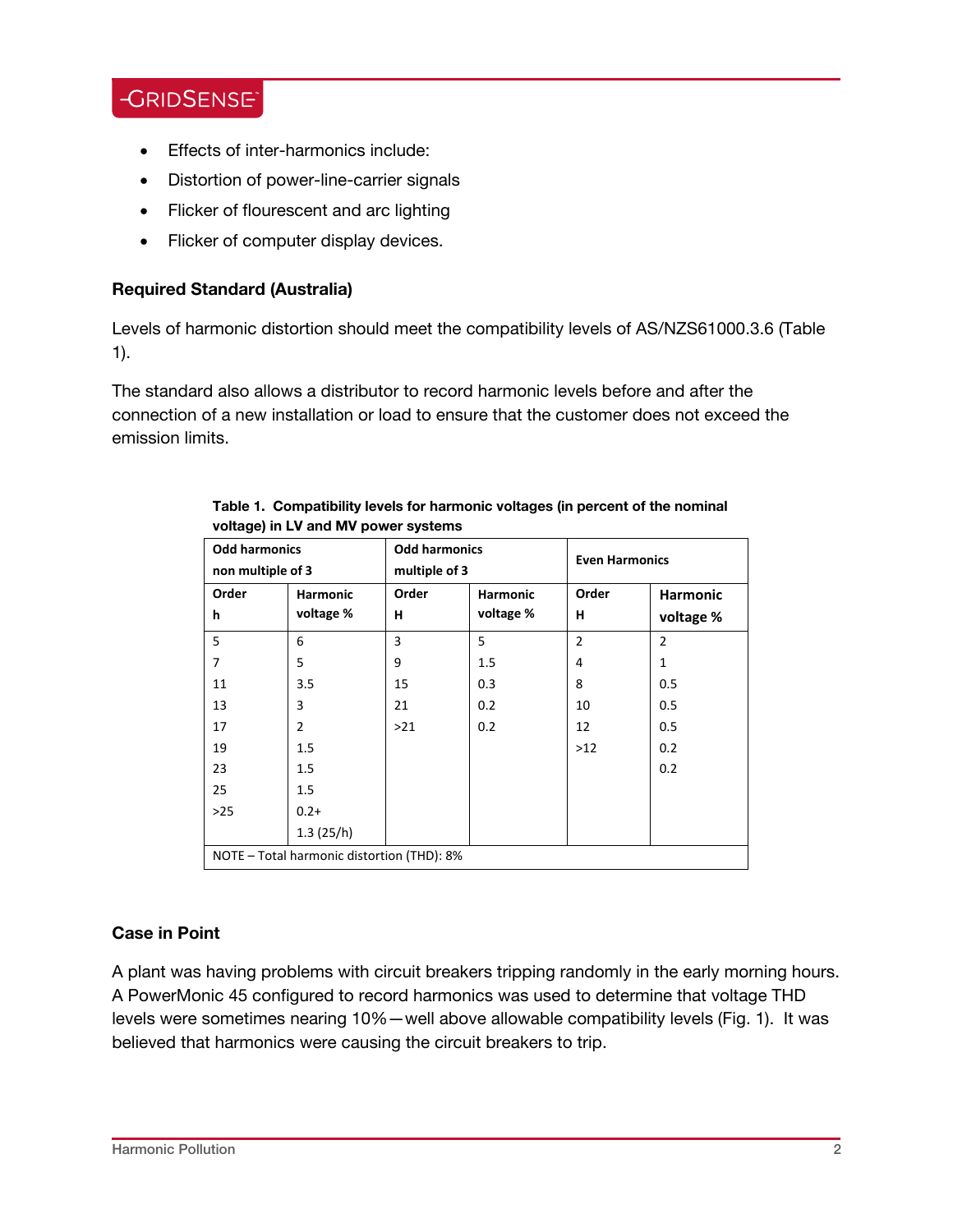- Effects of inter-harmonics include:
- Distortion of power-line-carrier signals
- Flicker of flourescent and arc lighting
- Flicker of computer display devices.

### Required Standard (Australia)

Levels of harmonic distortion should meet the compatibility levels of AS/NZS61000.3.6 (Table 1).

The standard also allows a distributor to record harmonic levels before and after the connection of a new installation or load to ensure that the customer does not exceed the emission limits.

**Table 1. Compatibility levels for harmonic voltages (in percent of the nominal voltage) in LV and MV power systems**

| Odd harmonics non multiple of 3 | | Odd harmonics multiple of 3 | | Even Harmonics | |
|---|---|---|---|---|---|
| Order h | Harmonic voltage % | Order H | Harmonic voltage % | Order H | Harmonic voltage % |
| 5 | 6 | 3 | 5 | 2 | 2 |
| 7 | 5 | 9 | 1.5 | 4 | 1 |
| 11 | 3.5 | 15 | 0.3 | 8 | 0.5 |
| 13 | 3 | 21 | 0.2 | 10 | 0.5 |
| 17 | 2 | >21 | 0.2 | 12 | 0.5 |
| 19 | 1.5 | | | >12 | 0.2 |
| 23 | 1.5 | | | | 0.2 |
| 25 | 1.5 | | | | |
| >25 | 0.2+ 1.3 (25/h) | | | | |
| NOTE – Total harmonic distortion (THD): 8% | | | | | |

### Case in Point

A plant was having problems with circuit breakers tripping randomly in the early morning hours. A PowerMonic 45 configured to record harmonics was used to determine that voltage THD levels were sometimes nearing 10%—well above allowable compatibility levels (Fig. 1). It was believed that harmonics were causing the circuit breakers to trip.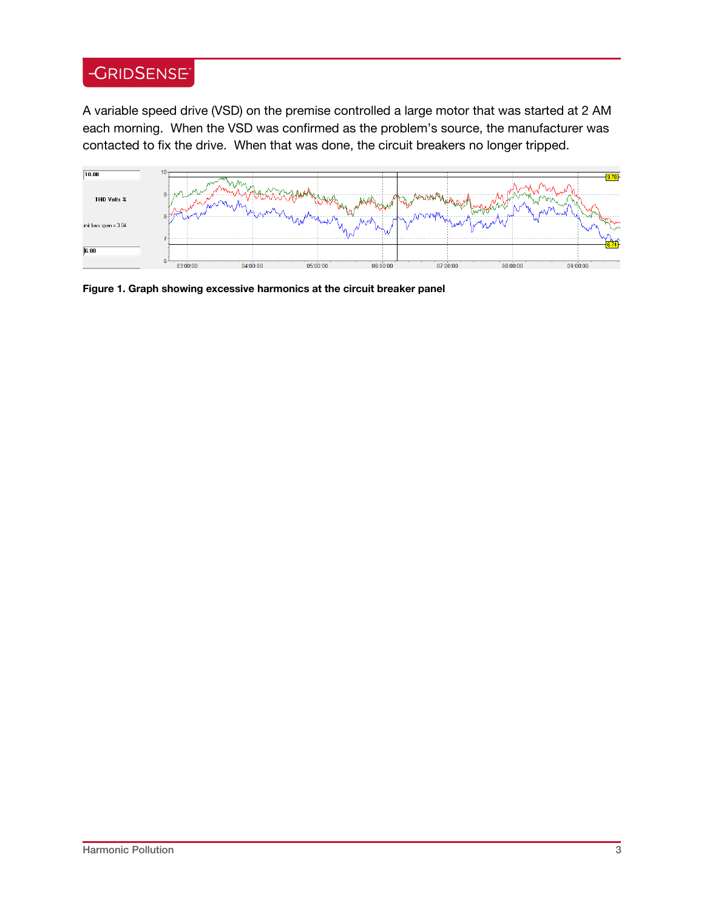A variable speed drive (VSD) on the premise controlled a large motor that was started at 2 AM each morning. When the VSD was confirmed as the problem's source, the manufacturer was contacted to fix the drive. When that was done, the circuit breakers no longer tripped.

10.00
THD Volts %
unit bars span = 3.04
6.00
10
9
8
7
6
9.78
6.74
03:00:00
04:00:00
05:00:00
06:00:00
07:00:00
08:00:00
09:00:00

**Figure 1. Graph showing excessive harmonics at the circuit breaker panel**